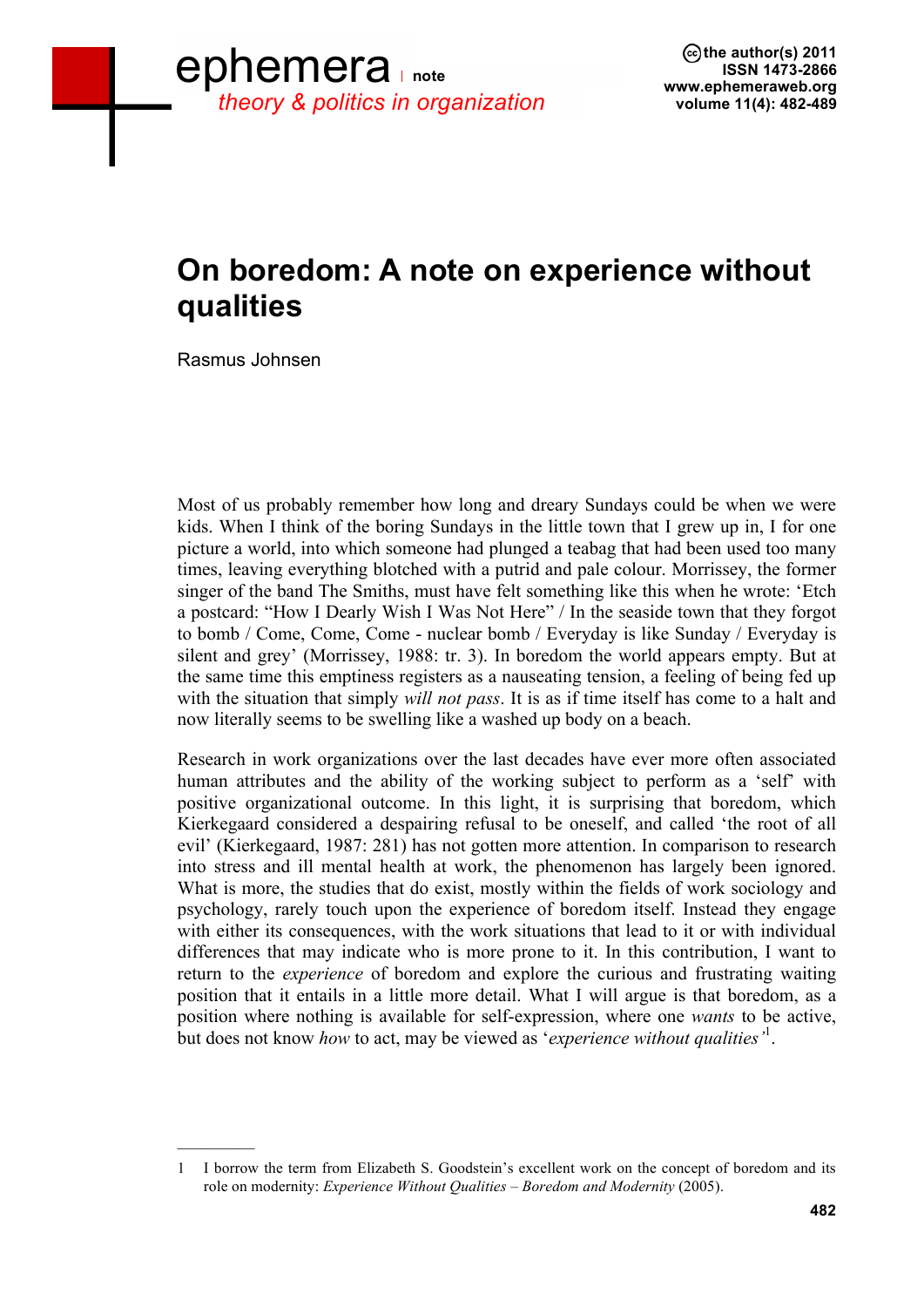# On boredom: A note on experience without qualities

Rasmus Johnsen

Most of us probably remember how long and dreary Sundays could be when we were kids. When I think of the boring Sundays in the little town that I grew up in, I for one picture a world, into which someone had plunged a teabag that had been used too many times, leaving everything blotched with a putrid and pale colour. Morrissey, the former singer of the band The Smiths, must have felt something like this when he wrote: 'Etch a postcard: "How I Dearly Wish I Was Not Here" / In the seaside town that they forgot to bomb / Come, Come, Come - nuclear bomb / Everyday is like Sunday / Everyday is silent and grey' (Morrissey, 1988: tr. 3). In boredom the world appears empty. But at the same time this emptiness registers as a nauseating tension, a feeling of being fed up with the situation that simply *will not pass*. It is as if time itself has come to a halt and now literally seems to be swelling like a washed up body on a beach.

Research in work organizations over the last decades have ever more often associated human attributes and the ability of the working subject to perform as a 'self' with positive organizational outcome. In this light, it is surprising that boredom, which Kierkegaard considered a despairing refusal to be oneself, and called 'the root of all evil' (Kierkegaard, 1987: 281) has not gotten more attention. In comparison to research into stress and ill mental health at work, the phenomenon has largely been ignored. What is more, the studies that do exist, mostly within the fields of work sociology and psychology, rarely touch upon the experience of boredom itself. Instead they engage with either its consequences, with the work situations that lead to it or with individual differences that may indicate who is more prone to it. In this contribution, I want to return to the *experience* of boredom and explore the curious and frustrating waiting position that it entails in a little more detail. What I will argue is that boredom, as a position where nothing is available for self-expression, where one *wants* to be active, but does not know *how* to act, may be viewed as '*experience without qualities*'[1].

---

1 I borrow the term from Elizabeth S. Goodstein's excellent work on the concept of boredom and its role on modernity: *Experience Without Qualities – Boredom and Modernity* (2005).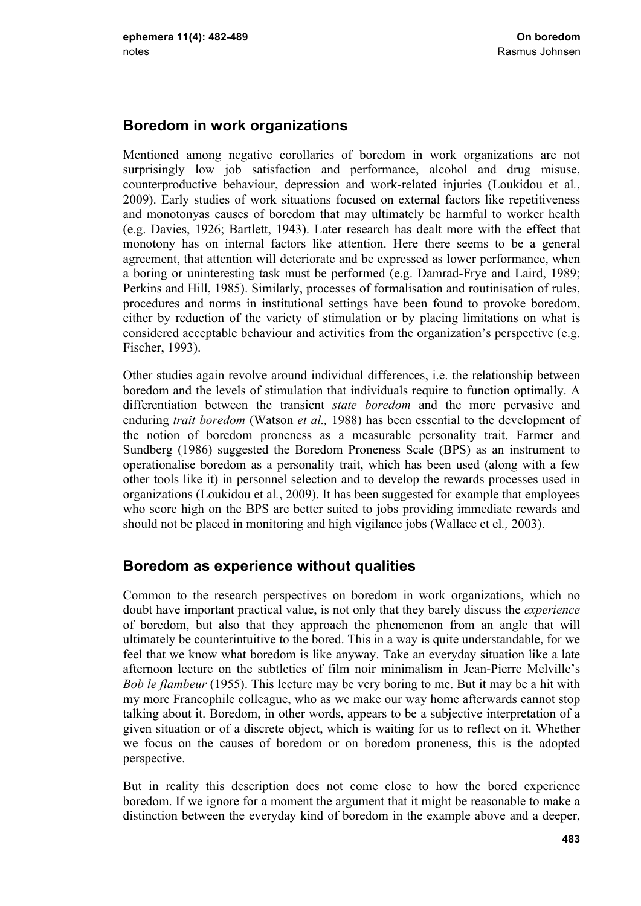## Boredom in work organizations

Mentioned among negative corollaries of boredom in work organizations are not surprisingly low job satisfaction and performance, alcohol and drug misuse, counterproductive behaviour, depression and work-related injuries (Loukidou et al*.*, 2009). Early studies of work situations focused on external factors like repetitiveness and monotonyas causes of boredom that may ultimately be harmful to worker health (e.g. Davies, 1926; Bartlett, 1943). Later research has dealt more with the effect that monotony has on internal factors like attention. Here there seems to be a general agreement, that attention will deteriorate and be expressed as lower performance, when a boring or uninteresting task must be performed (e.g. Damrad-Frye and Laird, 1989; Perkins and Hill, 1985). Similarly, processes of formalisation and routinisation of rules, procedures and norms in institutional settings have been found to provoke boredom, either by reduction of the variety of stimulation or by placing limitations on what is considered acceptable behaviour and activities from the organization's perspective (e.g. Fischer, 1993).

Other studies again revolve around individual differences, i.e. the relationship between boredom and the levels of stimulation that individuals require to function optimally. A differentiation between the transient *state boredom* and the more pervasive and enduring *trait boredom* (Watson *et al.,* 1988) has been essential to the development of the notion of boredom proneness as a measurable personality trait. Farmer and Sundberg (1986) suggested the Boredom Proneness Scale (BPS) as an instrument to operationalise boredom as a personality trait, which has been used (along with a few other tools like it) in personnel selection and to develop the rewards processes used in organizations (Loukidou et al*.*, 2009). It has been suggested for example that employees who score high on the BPS are better suited to jobs providing immediate rewards and should not be placed in monitoring and high vigilance jobs (Wallace et el*.,* 2003).

## Boredom as experience without qualities

Common to the research perspectives on boredom in work organizations, which no doubt have important practical value, is not only that they barely discuss the *experience* of boredom, but also that they approach the phenomenon from an angle that will ultimately be counterintuitive to the bored. This in a way is quite understandable, for we feel that we know what boredom is like anyway. Take an everyday situation like a late afternoon lecture on the subtleties of film noir minimalism in Jean-Pierre Melville's *Bob le flambeur* (1955). This lecture may be very boring to me. But it may be a hit with my more Francophile colleague, who as we make our way home afterwards cannot stop talking about it. Boredom, in other words, appears to be a subjective interpretation of a given situation or of a discrete object, which is waiting for us to reflect on it. Whether we focus on the causes of boredom or on boredom proneness, this is the adopted perspective.

But in reality this description does not come close to how the bored experience boredom. If we ignore for a moment the argument that it might be reasonable to make a distinction between the everyday kind of boredom in the example above and a deeper,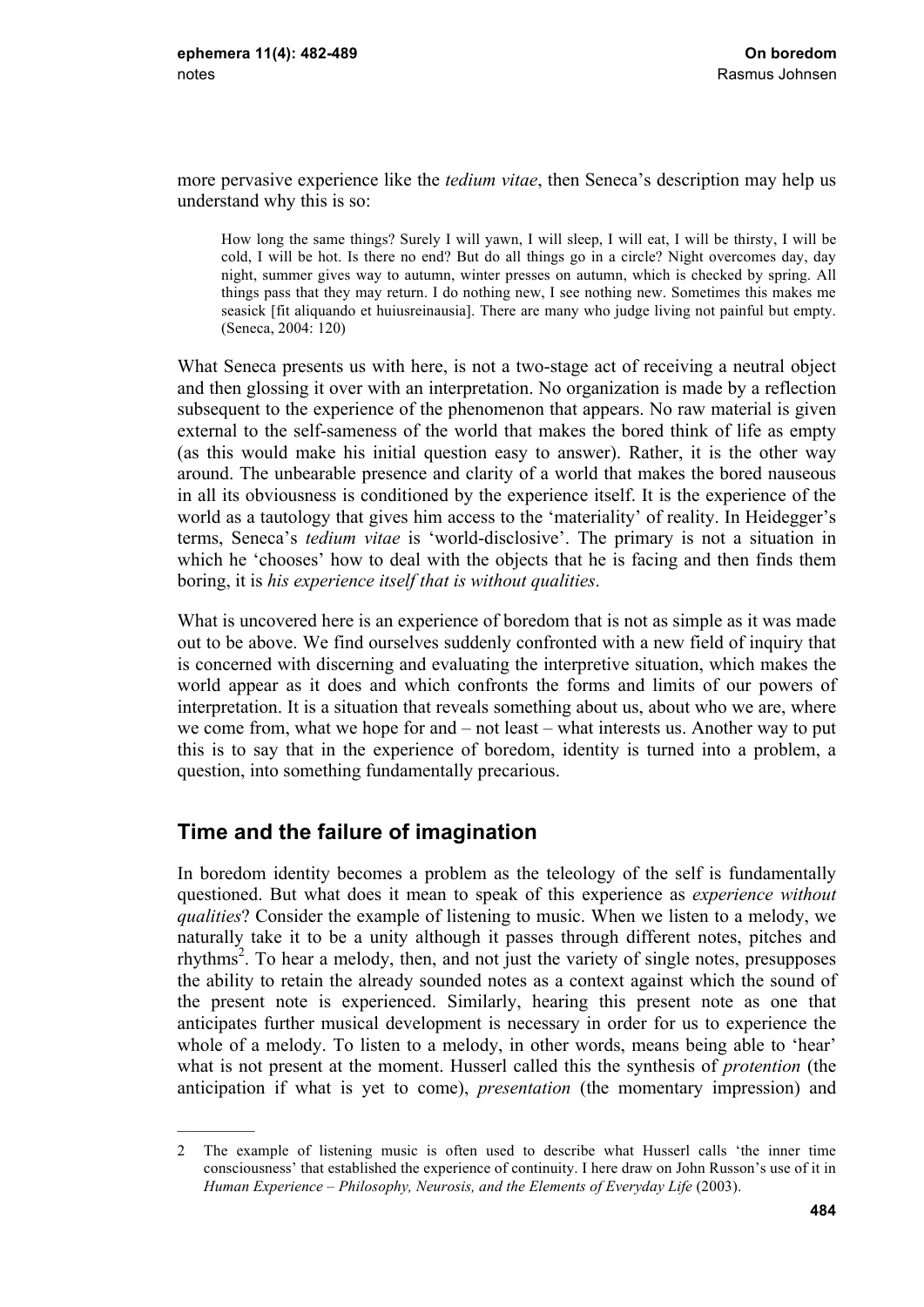more pervasive experience like the *tedium vitae*, then Seneca's description may help us understand why this is so:

> How long the same things? Surely I will yawn, I will sleep, I will eat, I will be thirsty, I will be cold, I will be hot. Is there no end? But do all things go in a circle? Night overcomes day, day night, summer gives way to autumn, winter presses on autumn, which is checked by spring. All things pass that they may return. I do nothing new, I see nothing new. Sometimes this makes me seasick [fit aliquando et huiusreinausia]. There are many who judge living not painful but empty. (Seneca, 2004: 120)

What Seneca presents us with here, is not a two-stage act of receiving a neutral object and then glossing it over with an interpretation. No organization is made by a reflection subsequent to the experience of the phenomenon that appears. No raw material is given external to the self-sameness of the world that makes the bored think of life as empty (as this would make his initial question easy to answer). Rather, it is the other way around. The unbearable presence and clarity of a world that makes the bored nauseous in all its obviousness is conditioned by the experience itself. It is the experience of the world as a tautology that gives him access to the 'materiality' of reality. In Heidegger's terms, Seneca's *tedium vitae* is 'world-disclosive'. The primary is not a situation in which he 'chooses' how to deal with the objects that he is facing and then finds them boring, it is *his experience itself that is without qualities*.

What is uncovered here is an experience of boredom that is not as simple as it was made out to be above. We find ourselves suddenly confronted with a new field of inquiry that is concerned with discerning and evaluating the interpretive situation, which makes the world appear as it does and which confronts the forms and limits of our powers of interpretation. It is a situation that reveals something about us, about who we are, where we come from, what we hope for and – not least – what interests us. Another way to put this is to say that in the experience of boredom, identity is turned into a problem, a question, into something fundamentally precarious.

## Time and the failure of imagination

In boredom identity becomes a problem as the teleology of the self is fundamentally questioned. But what does it mean to speak of this experience as *experience without qualities*? Consider the example of listening to music. When we listen to a melody, we naturally take it to be a unity although it passes through different notes, pitches and rhythms[2]. To hear a melody, then, and not just the variety of single notes, presupposes the ability to retain the already sounded notes as a context against which the sound of the present note is experienced. Similarly, hearing this present note as one that anticipates further musical development is necessary in order for us to experience the whole of a melody. To listen to a melody, in other words, means being able to 'hear' what is not present at the moment. Husserl called this the synthesis of *protention* (the anticipation if what is yet to come), *presentation* (the momentary impression) and

---

2 The example of listening music is often used to describe what Husserl calls 'the inner time consciousness' that established the experience of continuity. I here draw on John Russon's use of it in *Human Experience – Philosophy, Neurosis, and the Elements of Everyday Life* (2003).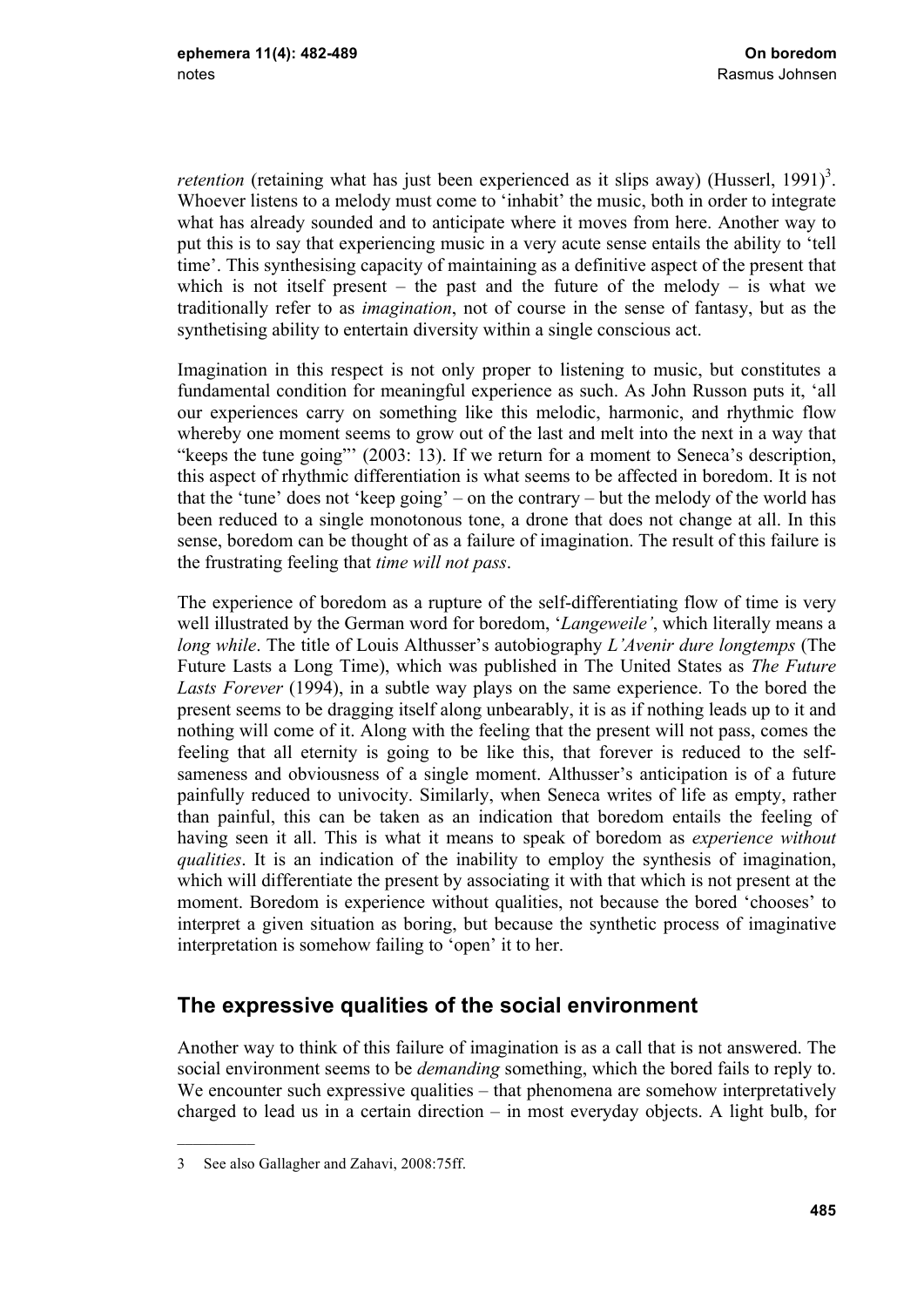*retention* (retaining what has just been experienced as it slips away) (Husserl, 1991)[3]. Whoever listens to a melody must come to 'inhabit' the music, both in order to integrate what has already sounded and to anticipate where it moves from here. Another way to put this is to say that experiencing music in a very acute sense entails the ability to 'tell time'. This synthesising capacity of maintaining as a definitive aspect of the present that which is not itself present – the past and the future of the melody – is what we traditionally refer to as *imagination*, not of course in the sense of fantasy, but as the synthetising ability to entertain diversity within a single conscious act.

Imagination in this respect is not only proper to listening to music, but constitutes a fundamental condition for meaningful experience as such. As John Russon puts it, 'all our experiences carry on something like this melodic, harmonic, and rhythmic flow whereby one moment seems to grow out of the last and melt into the next in a way that "keeps the tune going"' (2003: 13). If we return for a moment to Seneca's description, this aspect of rhythmic differentiation is what seems to be affected in boredom. It is not that the 'tune' does not 'keep going' – on the contrary – but the melody of the world has been reduced to a single monotonous tone, a drone that does not change at all. In this sense, boredom can be thought of as a failure of imagination. The result of this failure is the frustrating feeling that *time will not pass*.

The experience of boredom as a rupture of the self-differentiating flow of time is very well illustrated by the German word for boredom, '*Langeweile'*, which literally means a *long while*. The title of Louis Althusser's autobiography *L'Avenir dure longtemps* (The Future Lasts a Long Time), which was published in The United States as *The Future Lasts Forever* (1994), in a subtle way plays on the same experience. To the bored the present seems to be dragging itself along unbearably, it is as if nothing leads up to it and nothing will come of it. Along with the feeling that the present will not pass, comes the feeling that all eternity is going to be like this, that forever is reduced to the self-sameness and obviousness of a single moment. Althusser's anticipation is of a future painfully reduced to univocity. Similarly, when Seneca writes of life as empty, rather than painful, this can be taken as an indication that boredom entails the feeling of having seen it all. This is what it means to speak of boredom as *experience without qualities*. It is an indication of the inability to employ the synthesis of imagination, which will differentiate the present by associating it with that which is not present at the moment. Boredom is experience without qualities, not because the bored 'chooses' to interpret a given situation as boring, but because the synthetic process of imaginative interpretation is somehow failing to 'open' it to her.

## The expressive qualities of the social environment

Another way to think of this failure of imagination is as a call that is not answered. The social environment seems to be *demanding* something, which the bored fails to reply to. We encounter such expressive qualities – that phenomena are somehow interpretatively charged to lead us in a certain direction – in most everyday objects. A light bulb, for

---

3 See also Gallagher and Zahavi, 2008:75ff.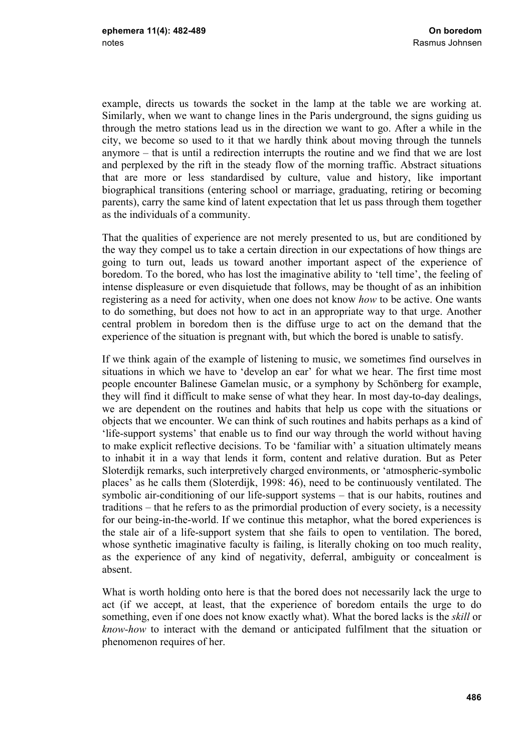example, directs us towards the socket in the lamp at the table we are working at. Similarly, when we want to change lines in the Paris underground, the signs guiding us through the metro stations lead us in the direction we want to go. After a while in the city, we become so used to it that we hardly think about moving through the tunnels anymore – that is until a redirection interrupts the routine and we find that we are lost and perplexed by the rift in the steady flow of the morning traffic. Abstract situations that are more or less standardised by culture, value and history, like important biographical transitions (entering school or marriage, graduating, retiring or becoming parents), carry the same kind of latent expectation that let us pass through them together as the individuals of a community.

That the qualities of experience are not merely presented to us, but are conditioned by the way they compel us to take a certain direction in our expectations of how things are going to turn out, leads us toward another important aspect of the experience of boredom. To the bored, who has lost the imaginative ability to 'tell time', the feeling of intense displeasure or even disquietude that follows, may be thought of as an inhibition registering as a need for activity, when one does not know *how* to be active. One wants to do something, but does not how to act in an appropriate way to that urge. Another central problem in boredom then is the diffuse urge to act on the demand that the experience of the situation is pregnant with, but which the bored is unable to satisfy.

If we think again of the example of listening to music, we sometimes find ourselves in situations in which we have to 'develop an ear' for what we hear. The first time most people encounter Balinese Gamelan music, or a symphony by Schönberg for example, they will find it difficult to make sense of what they hear. In most day-to-day dealings, we are dependent on the routines and habits that help us cope with the situations or objects that we encounter. We can think of such routines and habits perhaps as a kind of 'life-support systems' that enable us to find our way through the world without having to make explicit reflective decisions. To be 'familiar with' a situation ultimately means to inhabit it in a way that lends it form, content and relative duration. But as Peter Sloterdijk remarks, such interpretively charged environments, or 'atmospheric-symbolic places' as he calls them (Sloterdijk, 1998: 46), need to be continuously ventilated. The symbolic air-conditioning of our life-support systems – that is our habits, routines and traditions – that he refers to as the primordial production of every society, is a necessity for our being-in-the-world. If we continue this metaphor, what the bored experiences is the stale air of a life-support system that she fails to open to ventilation. The bored, whose synthetic imaginative faculty is failing, is literally choking on too much reality, as the experience of any kind of negativity, deferral, ambiguity or concealment is absent.

What is worth holding onto here is that the bored does not necessarily lack the urge to act (if we accept, at least, that the experience of boredom entails the urge to do something, even if one does not know exactly what). What the bored lacks is the *skill* or *know-how* to interact with the demand or anticipated fulfilment that the situation or phenomenon requires of her.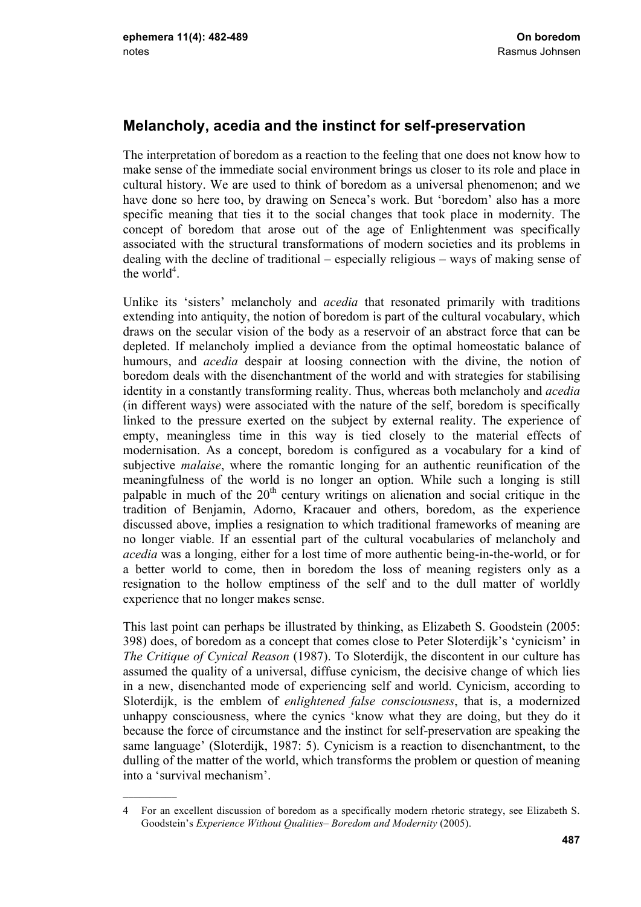## Melancholy, acedia and the instinct for self-preservation

The interpretation of boredom as a reaction to the feeling that one does not know how to make sense of the immediate social environment brings us closer to its role and place in cultural history. We are used to think of boredom as a universal phenomenon; and we have done so here too, by drawing on Seneca's work. But 'boredom' also has a more specific meaning that ties it to the social changes that took place in modernity. The concept of boredom that arose out of the age of Enlightenment was specifically associated with the structural transformations of modern societies and its problems in dealing with the decline of traditional – especially religious – ways of making sense of the world[4].

Unlike its 'sisters' melancholy and *acedia* that resonated primarily with traditions extending into antiquity, the notion of boredom is part of the cultural vocabulary, which draws on the secular vision of the body as a reservoir of an abstract force that can be depleted. If melancholy implied a deviance from the optimal homeostatic balance of humours, and *acedia* despair at loosing connection with the divine, the notion of boredom deals with the disenchantment of the world and with strategies for stabilising identity in a constantly transforming reality. Thus, whereas both melancholy and *acedia* (in different ways) were associated with the nature of the self, boredom is specifically linked to the pressure exerted on the subject by external reality. The experience of empty, meaningless time in this way is tied closely to the material effects of modernisation. As a concept, boredom is configured as a vocabulary for a kind of subjective *malaise*, where the romantic longing for an authentic reunification of the meaningfulness of the world is no longer an option. While such a longing is still palpable in much of the 20th century writings on alienation and social critique in the tradition of Benjamin, Adorno, Kracauer and others, boredom, as the experience discussed above, implies a resignation to which traditional frameworks of meaning are no longer viable. If an essential part of the cultural vocabularies of melancholy and *acedia* was a longing, either for a lost time of more authentic being-in-the-world, or for a better world to come, then in boredom the loss of meaning registers only as a resignation to the hollow emptiness of the self and to the dull matter of worldly experience that no longer makes sense.

This last point can perhaps be illustrated by thinking, as Elizabeth S. Goodstein (2005: 398) does, of boredom as a concept that comes close to Peter Sloterdijk's 'cynicism' in *The Critique of Cynical Reason* (1987). To Sloterdijk, the discontent in our culture has assumed the quality of a universal, diffuse cynicism, the decisive change of which lies in a new, disenchanted mode of experiencing self and world. Cynicism, according to Sloterdijk, is the emblem of *enlightened false consciousness*, that is, a modernized unhappy consciousness, where the cynics 'know what they are doing, but they do it because the force of circumstance and the instinct for self-preservation are speaking the same language' (Sloterdijk, 1987: 5). Cynicism is a reaction to disenchantment, to the dulling of the matter of the world, which transforms the problem or question of meaning into a 'survival mechanism'.

---

4 For an excellent discussion of boredom as a specifically modern rhetoric strategy, see Elizabeth S. Goodstein's *Experience Without Qualities– Boredom and Modernity* (2005).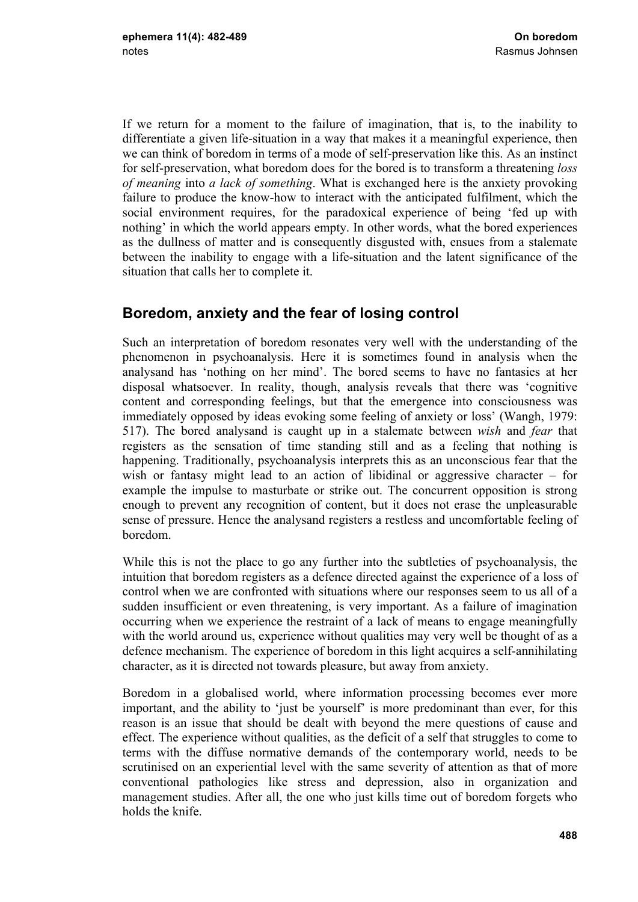If we return for a moment to the failure of imagination, that is, to the inability to differentiate a given life-situation in a way that makes it a meaningful experience, then we can think of boredom in terms of a mode of self-preservation like this. As an instinct for self-preservation, what boredom does for the bored is to transform a threatening *loss of meaning* into *a lack of something*. What is exchanged here is the anxiety provoking failure to produce the know-how to interact with the anticipated fulfilment, which the social environment requires, for the paradoxical experience of being 'fed up with nothing' in which the world appears empty. In other words, what the bored experiences as the dullness of matter and is consequently disgusted with, ensues from a stalemate between the inability to engage with a life-situation and the latent significance of the situation that calls her to complete it.

## Boredom, anxiety and the fear of losing control

Such an interpretation of boredom resonates very well with the understanding of the phenomenon in psychoanalysis. Here it is sometimes found in analysis when the analysand has 'nothing on her mind'. The bored seems to have no fantasies at her disposal whatsoever. In reality, though, analysis reveals that there was 'cognitive content and corresponding feelings, but that the emergence into consciousness was immediately opposed by ideas evoking some feeling of anxiety or loss' (Wangh, 1979: 517). The bored analysand is caught up in a stalemate between *wish* and *fear* that registers as the sensation of time standing still and as a feeling that nothing is happening. Traditionally, psychoanalysis interprets this as an unconscious fear that the wish or fantasy might lead to an action of libidinal or aggressive character – for example the impulse to masturbate or strike out. The concurrent opposition is strong enough to prevent any recognition of content, but it does not erase the unpleasurable sense of pressure. Hence the analysand registers a restless and uncomfortable feeling of boredom.

While this is not the place to go any further into the subtleties of psychoanalysis, the intuition that boredom registers as a defence directed against the experience of a loss of control when we are confronted with situations where our responses seem to us all of a sudden insufficient or even threatening, is very important. As a failure of imagination occurring when we experience the restraint of a lack of means to engage meaningfully with the world around us, experience without qualities may very well be thought of as a defence mechanism. The experience of boredom in this light acquires a self-annihilating character, as it is directed not towards pleasure, but away from anxiety.

Boredom in a globalised world, where information processing becomes ever more important, and the ability to 'just be yourself' is more predominant than ever, for this reason is an issue that should be dealt with beyond the mere questions of cause and effect. The experience without qualities, as the deficit of a self that struggles to come to terms with the diffuse normative demands of the contemporary world, needs to be scrutinised on an experiential level with the same severity of attention as that of more conventional pathologies like stress and depression, also in organization and management studies. After all, the one who just kills time out of boredom forgets who holds the knife.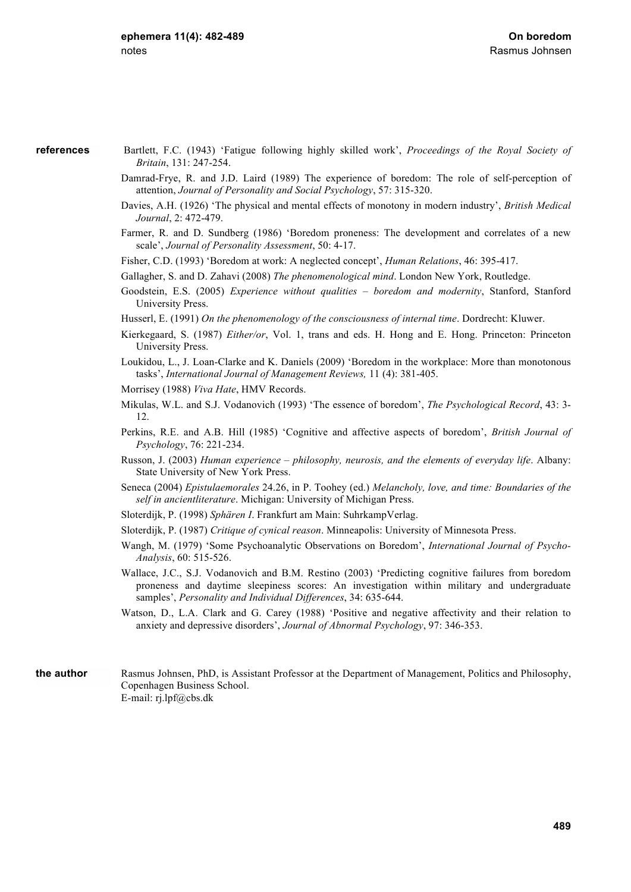## references

Bartlett, F.C. (1943) 'Fatigue following highly skilled work', *Proceedings of the Royal Society of Britain*, 131: 247-254.

Damrad-Frye, R. and J.D. Laird (1989) The experience of boredom: The role of self-perception of attention, *Journal of Personality and Social Psychology*, 57: 315-320.

Davies, A.H. (1926) 'The physical and mental effects of monotony in modern industry', *British Medical Journal*, 2: 472-479.

Farmer, R. and D. Sundberg (1986) 'Boredom proneness: The development and correlates of a new scale', *Journal of Personality Assessment*, 50: 4-17.

Fisher, C.D. (1993) 'Boredom at work: A neglected concept', *Human Relations*, 46: 395-417.

Gallagher, S. and D. Zahavi (2008) *The phenomenological mind*. London New York, Routledge.

Goodstein, E.S. (2005) *Experience without qualities – boredom and modernity*, Stanford, Stanford University Press.

Husserl, E. (1991) *On the phenomenology of the consciousness of internal time*. Dordrecht: Kluwer.

Kierkegaard, S. (1987) *Either/or*, Vol. 1, trans and eds. H. Hong and E. Hong. Princeton: Princeton University Press.

Loukidou, L., J. Loan-Clarke and K. Daniels (2009) 'Boredom in the workplace: More than monotonous tasks', *International Journal of Management Reviews,* 11 (4): 381-405.

Morrisey (1988) *Viva Hate*, HMV Records.

Mikulas, W.L. and S.J. Vodanovich (1993) 'The essence of boredom', *The Psychological Record*, 43: 3-12.

Perkins, R.E. and A.B. Hill (1985) 'Cognitive and affective aspects of boredom', *British Journal of Psychology*, 76: 221-234.

Russon, J. (2003) *Human experience – philosophy, neurosis, and the elements of everyday life*. Albany: State University of New York Press.

Seneca (2004) *Epistulaemorales* 24.26, in P. Toohey (ed.) *Melancholy, love, and time: Boundaries of the self in ancientliterature*. Michigan: University of Michigan Press.

Sloterdijk, P. (1998) *Sphären I*. Frankfurt am Main: SuhrkampVerlag.

Sloterdijk, P. (1987) *Critique of cynical reason*. Minneapolis: University of Minnesota Press.

Wangh, M. (1979) 'Some Psychoanalytic Observations on Boredom', *International Journal of Psycho-Analysis*, 60: 515-526.

Wallace, J.C., S.J. Vodanovich and B.M. Restino (2003) 'Predicting cognitive failures from boredom proneness and daytime sleepiness scores: An investigation within military and undergraduate samples', *Personality and Individual Differences*, 34: 635-644.

Watson, D., L.A. Clark and G. Carey (1988) 'Positive and negative affectivity and their relation to anxiety and depressive disorders', *Journal of Abnormal Psychology*, 97: 346-353.

## the author

Rasmus Johnsen, PhD, is Assistant Professor at the Department of Management, Politics and Philosophy, Copenhagen Business School.
E-mail: rj.lpf@cbs.dk